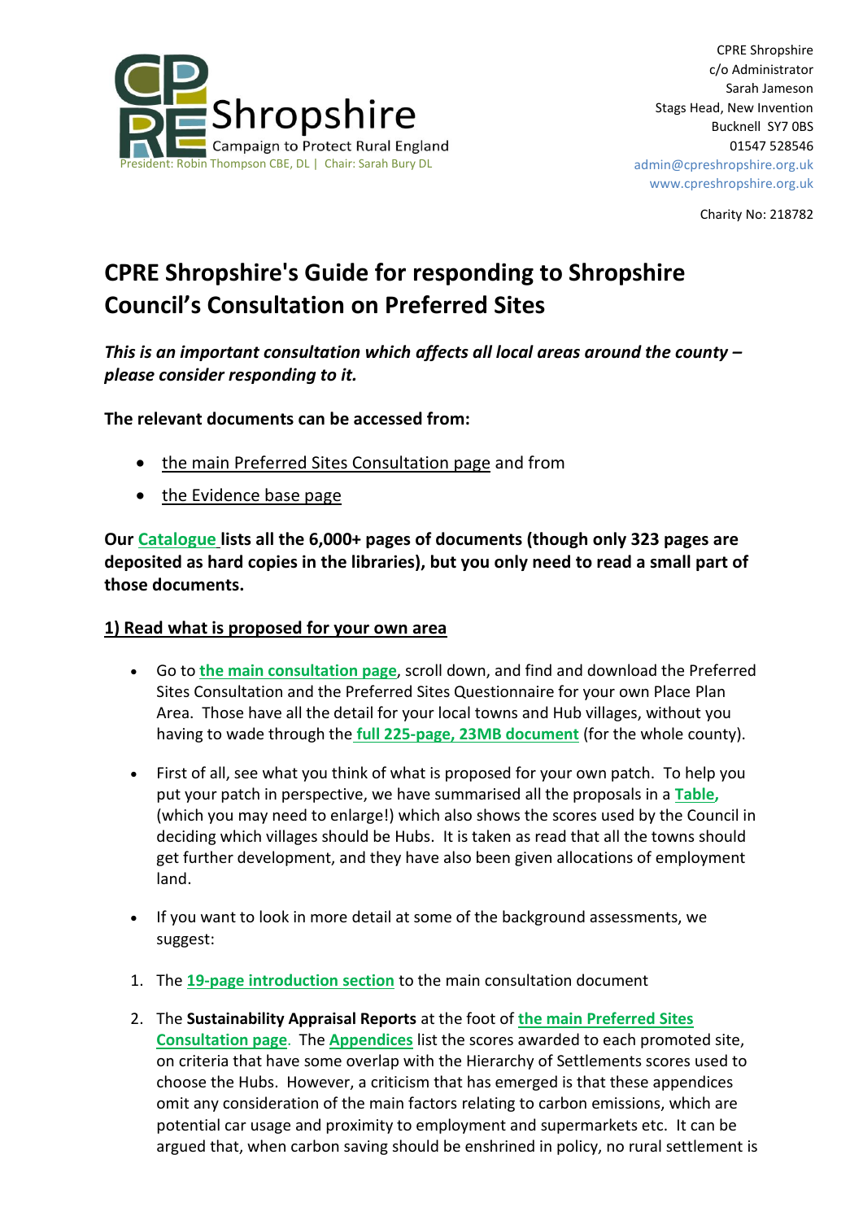CPRE Shropshire
Campaign to Protect Rural England
President: Robin Thompson CBE, DL | Chair: Sarah Bury DL

CPRE Shropshire
c/o Administrator
Sarah Jameson
Stags Head, New Invention
Bucknell SY7 0BS
01547 528546
admin@cpreshropshire.org.uk
www.cpreshropshire.org.uk

Charity No: 218782

# CPRE Shropshire's Guide for responding to Shropshire Council's Consultation on Preferred Sites

***This is an important consultation which affects all local areas around the county – please consider responding to it.***

**The relevant documents can be accessed from:**

- the main Preferred Sites Consultation page and from
- the Evidence base page

**Our Catalogue lists all the 6,000+ pages of documents (though only 323 pages are deposited as hard copies in the libraries), but you only need to read a small part of those documents.**

## 1) Read what is proposed for your own area

- Go to **the main consultation page**, scroll down, and find and download the Preferred Sites Consultation and the Preferred Sites Questionnaire for your own Place Plan Area. Those have all the detail for your local towns and Hub villages, without you having to wade through the **full 225-page, 23MB document** (for the whole county).
- First of all, see what you think of what is proposed for your own patch. To help you put your patch in perspective, we have summarised all the proposals in a **Table,** (which you may need to enlarge!) which also shows the scores used by the Council in deciding which villages should be Hubs. It is taken as read that all the towns should get further development, and they have also been given allocations of employment land.
- If you want to look in more detail at some of the background assessments, we suggest:

1. The **19-page introduction section** to the main consultation document
2. The **Sustainability Appraisal Reports** at the foot of **the main Preferred Sites Consultation page**. The **Appendices** list the scores awarded to each promoted site, on criteria that have some overlap with the Hierarchy of Settlements scores used to choose the Hubs. However, a criticism that has emerged is that these appendices omit any consideration of the main factors relating to carbon emissions, which are potential car usage and proximity to employment and supermarkets etc. It can be argued that, when carbon saving should be enshrined in policy, no rural settlement is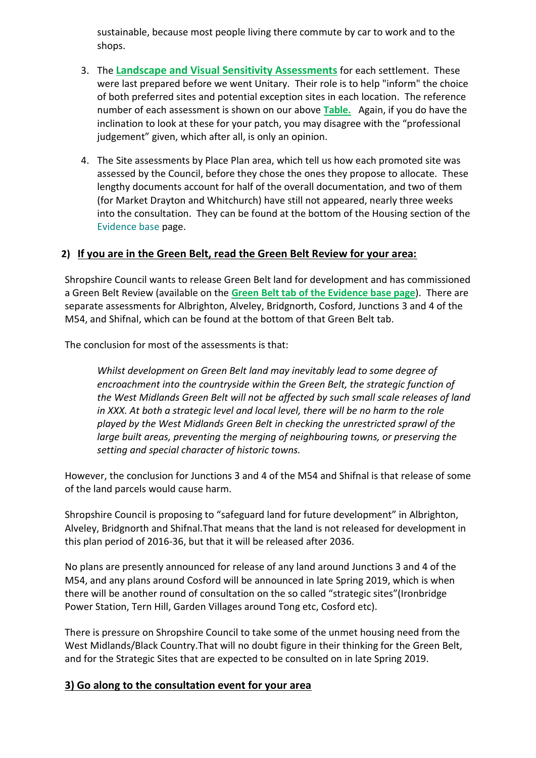sustainable, because most people living there commute by car to work and to the shops.

3. The **Landscape and Visual Sensitivity Assessments** for each settlement. These were last prepared before we went Unitary. Their role is to help "inform" the choice of both preferred sites and potential exception sites in each location. The reference number of each assessment is shown on our above **Table.** Again, if you do have the inclination to look at these for your patch, you may disagree with the "professional judgement" given, which after all, is only an opinion.

4. The Site assessments by Place Plan area, which tell us how each promoted site was assessed by the Council, before they chose the ones they propose to allocate. These lengthy documents account for half of the overall documentation, and two of them (for Market Drayton and Whitchurch) have still not appeared, nearly three weeks into the consultation. They can be found at the bottom of the Housing section of the Evidence base page.

## 2) If you are in the Green Belt, read the Green Belt Review for your area:

Shropshire Council wants to release Green Belt land for development and has commissioned a Green Belt Review (available on the **Green Belt tab of the Evidence base page**). There are separate assessments for Albrighton, Alveley, Bridgnorth, Cosford, Junctions 3 and 4 of the M54, and Shifnal, which can be found at the bottom of that Green Belt tab.

The conclusion for most of the assessments is that:

> *Whilst development on Green Belt land may inevitably lead to some degree of encroachment into the countryside within the Green Belt, the strategic function of the West Midlands Green Belt will not be affected by such small scale releases of land in XXX. At both a strategic level and local level, there will be no harm to the role played by the West Midlands Green Belt in checking the unrestricted sprawl of the large built areas, preventing the merging of neighbouring towns, or preserving the setting and special character of historic towns.*

However, the conclusion for Junctions 3 and 4 of the M54 and Shifnal is that release of some of the land parcels would cause harm.

Shropshire Council is proposing to "safeguard land for future development" in Albrighton, Alveley, Bridgnorth and Shifnal.That means that the land is not released for development in this plan period of 2016-36, but that it will be released after 2036.

No plans are presently announced for release of any land around Junctions 3 and 4 of the M54, and any plans around Cosford will be announced in late Spring 2019, which is when there will be another round of consultation on the so called "strategic sites"(Ironbridge Power Station, Tern Hill, Garden Villages around Tong etc, Cosford etc).

There is pressure on Shropshire Council to take some of the unmet housing need from the West Midlands/Black Country.That will no doubt figure in their thinking for the Green Belt, and for the Strategic Sites that are expected to be consulted on in late Spring 2019.

## 3) Go along to the consultation event for your area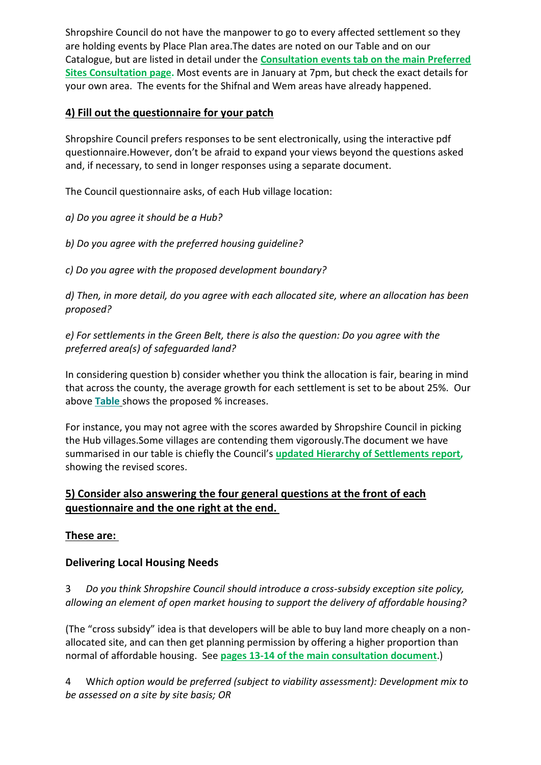Shropshire Council do not have the manpower to go to every affected settlement so they are holding events by Place Plan area.The dates are noted on our Table and on our Catalogue, but are listed in detail under the **Consultation events tab on the main Preferred Sites Consultation page.** Most events are in January at 7pm, but check the exact details for your own area. The events for the Shifnal and Wem areas have already happened.

## 4) Fill out the questionnaire for your patch

Shropshire Council prefers responses to be sent electronically, using the interactive pdf questionnaire.However, don't be afraid to expand your views beyond the questions asked and, if necessary, to send in longer responses using a separate document.

The Council questionnaire asks, of each Hub village location:

*a) Do you agree it should be a Hub?*

*b) Do you agree with the preferred housing guideline?*

*c) Do you agree with the proposed development boundary?*

*d) Then, in more detail, do you agree with each allocated site, where an allocation has been proposed?*

*e) For settlements in the Green Belt, there is also the question: Do you agree with the preferred area(s) of safeguarded land?*

In considering question b) consider whether you think the allocation is fair, bearing in mind that across the county, the average growth for each settlement is set to be about 25%. Our above **Table** shows the proposed % increases.

For instance, you may not agree with the scores awarded by Shropshire Council in picking the Hub villages.Some villages are contending them vigorously.The document we have summarised in our table is chiefly the Council's **updated Hierarchy of Settlements report**, showing the revised scores.

## 5) Consider also answering the four general questions at the front of each questionnaire and the one right at the end.

**These are:**

**Delivering Local Housing Needs**

3 *Do you think Shropshire Council should introduce a cross-subsidy exception site policy, allowing an element of open market housing to support the delivery of affordable housing?*

(The "cross subsidy" idea is that developers will be able to buy land more cheaply on a non-allocated site, and can then get planning permission by offering a higher proportion than normal of affordable housing. See **pages 13-14 of the main consultation document**.)

4 *Which option would be preferred (subject to viability assessment): Development mix to be assessed on a site by site basis; OR*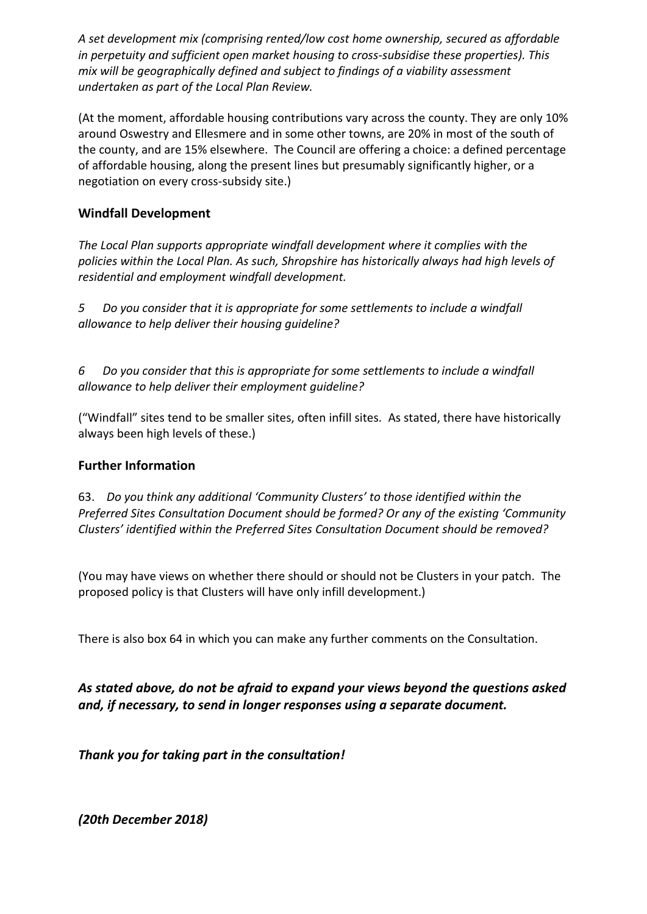*A set development mix (comprising rented/low cost home ownership, secured as affordable in perpetuity and sufficient open market housing to cross-subsidise these properties). This mix will be geographically defined and subject to findings of a viability assessment undertaken as part of the Local Plan Review.*

(At the moment, affordable housing contributions vary across the county. They are only 10% around Oswestry and Ellesmere and in some other towns, are 20% in most of the south of the county, and are 15% elsewhere. The Council are offering a choice: a defined percentage of affordable housing, along the present lines but presumably significantly higher, or a negotiation on every cross-subsidy site.)

## Windfall Development

*The Local Plan supports appropriate windfall development where it complies with the policies within the Local Plan. As such, Shropshire has historically always had high levels of residential and employment windfall development.*

*5 Do you consider that it is appropriate for some settlements to include a windfall allowance to help deliver their housing guideline?*

*6 Do you consider that this is appropriate for some settlements to include a windfall allowance to help deliver their employment guideline?*

("Windfall" sites tend to be smaller sites, often infill sites. As stated, there have historically always been high levels of these.)

## Further Information

63. *Do you think any additional 'Community Clusters' to those identified within the Preferred Sites Consultation Document should be formed? Or any of the existing 'Community Clusters' identified within the Preferred Sites Consultation Document should be removed?*

(You may have views on whether there should or should not be Clusters in your patch. The proposed policy is that Clusters will have only infill development.)

There is also box 64 in which you can make any further comments on the Consultation.

***As stated above, do not be afraid to expand your views beyond the questions asked and, if necessary, to send in longer responses using a separate document.***

***Thank you for taking part in the consultation!***

***(20th December 2018)***